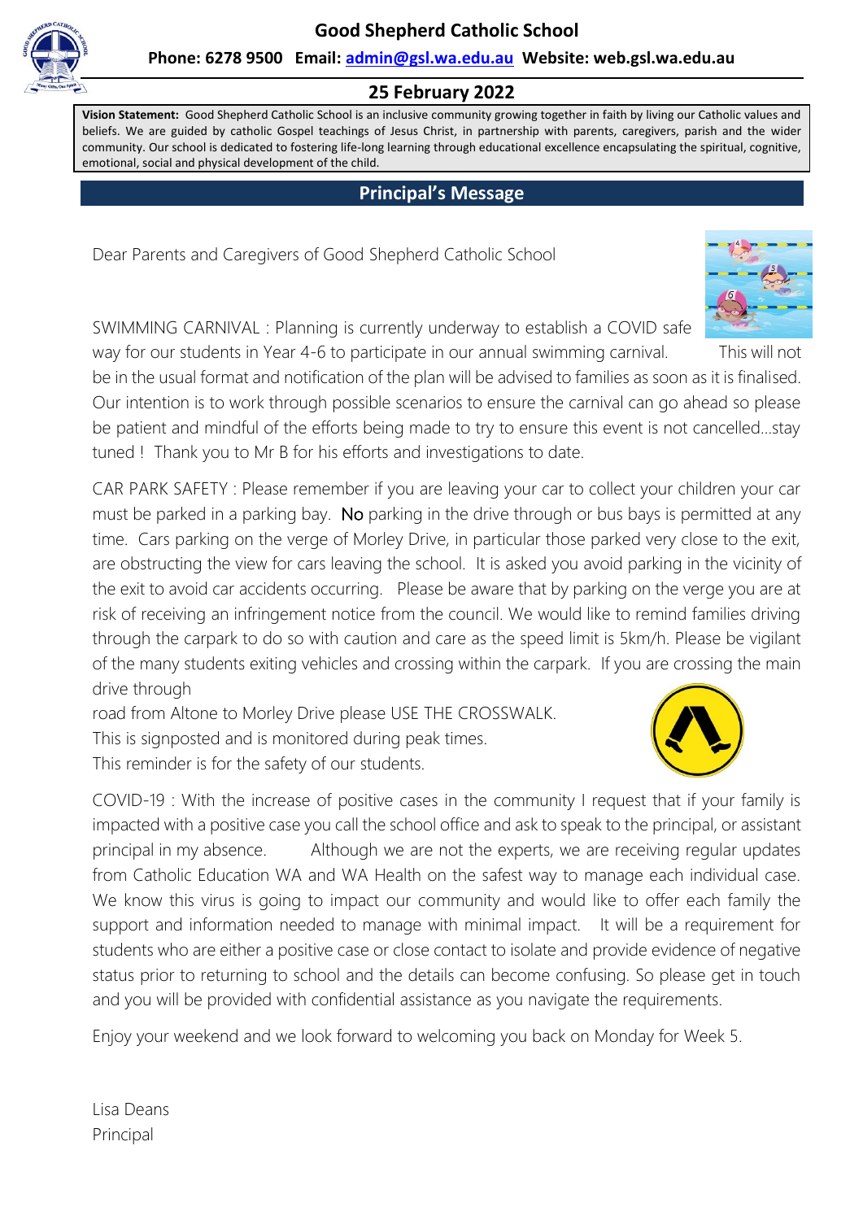# Good Shepherd Catholic School

**Phone: 6278 9500 Email: admin@gsl.wa.edu.au Website: web.gsl.wa.edu.au**

## 25 February 2022

**Vision Statement:** Good Shepherd Catholic School is an inclusive community growing together in faith by living our Catholic values and beliefs. We are guided by catholic Gospel teachings of Jesus Christ, in partnership with parents, caregivers, parish and the wider community. Our school is dedicated to fostering life-long learning through educational excellence encapsulating the spiritual, cognitive, emotional, social and physical development of the child.

## Principal's Message

Dear Parents and Caregivers of Good Shepherd Catholic School

SWIMMING CARNIVAL : Planning is currently underway to establish a COVID safe way for our students in Year 4-6 to participate in our annual swimming carnival. This will not be in the usual format and notification of the plan will be advised to families as soon as it is finalised. Our intention is to work through possible scenarios to ensure the carnival can go ahead so please be patient and mindful of the efforts being made to try to ensure this event is not cancelled…stay tuned ! Thank you to Mr B for his efforts and investigations to date.

CAR PARK SAFETY : Please remember if you are leaving your car to collect your children your car must be parked in a parking bay. No parking in the drive through or bus bays is permitted at any time. Cars parking on the verge of Morley Drive, in particular those parked very close to the exit, are obstructing the view for cars leaving the school. It is asked you avoid parking in the vicinity of the exit to avoid car accidents occurring. Please be aware that by parking on the verge you are at risk of receiving an infringement notice from the council. We would like to remind families driving through the carpark to do so with caution and care as the speed limit is 5km/h. Please be vigilant of the many students exiting vehicles and crossing within the carpark. If you are crossing the main drive through road from Altone to Morley Drive please USE THE CROSSWALK. This is signposted and is monitored during peak times. This reminder is for the safety of our students.

COVID-19 : With the increase of positive cases in the community I request that if your family is impacted with a positive case you call the school office and ask to speak to the principal, or assistant principal in my absence. Although we are not the experts, we are receiving regular updates from Catholic Education WA and WA Health on the safest way to manage each individual case. We know this virus is going to impact our community and would like to offer each family the support and information needed to manage with minimal impact. It will be a requirement for students who are either a positive case or close contact to isolate and provide evidence of negative status prior to returning to school and the details can become confusing. So please get in touch and you will be provided with confidential assistance as you navigate the requirements.

Enjoy your weekend and we look forward to welcoming you back on Monday for Week 5.

Lisa Deans
Principal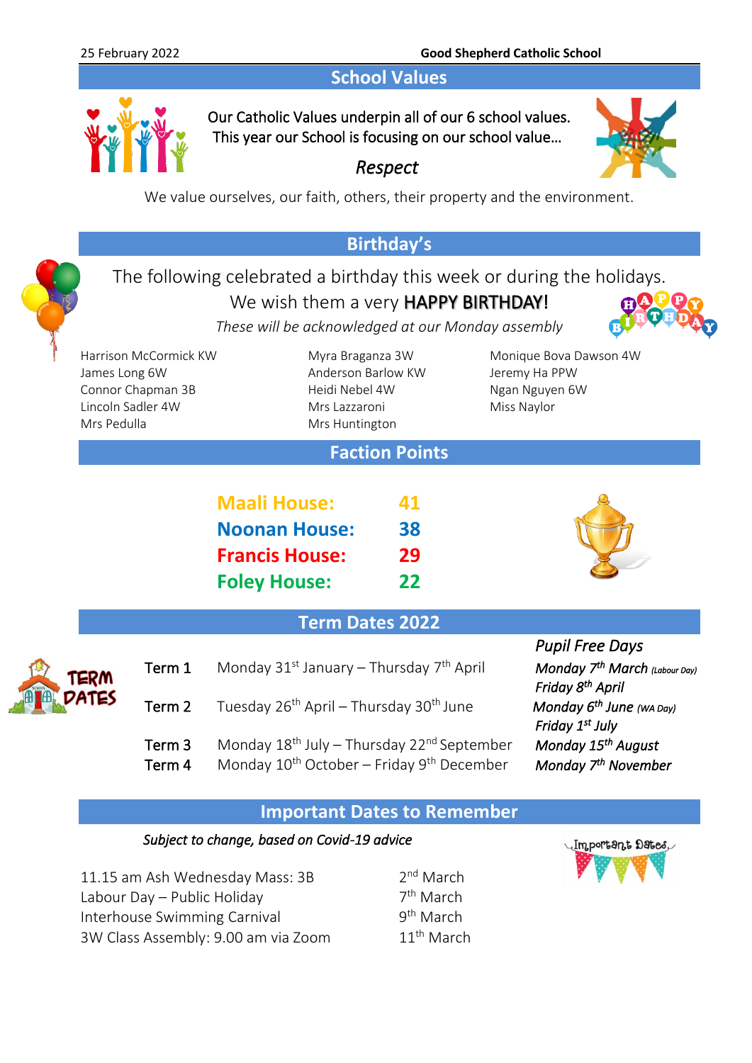## School Values

Our Catholic Values underpin all of our 6 school values.
This year our School is focusing on our school value…

*Respect*

We value ourselves, our faith, others, their property and the environment.

## Birthday's

The following celebrated a birthday this week or during the holidays.
We wish them a very HAPPY BIRTHDAY!

*These will be acknowledged at our Monday assembly*

Harrison McCormick KW
James Long 6W
Connor Chapman 3B
Lincoln Sadler 4W
Mrs Pedulla
Myra Braganza 3W
Anderson Barlow KW
Heidi Nebel 4W
Mrs Lazzaroni
Mrs Huntington
Monique Bova Dawson 4W
Jeremy Ha PPW
Ngan Nguyen 6W
Miss Naylor

## Faction Points

| House | Points |
| --- | --- |
| **Maali House:** | **41** |
| **Noonan House:** | **38** |
| **Francis House:** | **29** |
| **Foley House:** | **22** |

## Term Dates 2022

| Term | Dates | *Pupil Free Days* |
| --- | --- | --- |
| Term 1 | Monday 31st January – Thursday 7th April | *Monday 7th March (Labour Day)*<br>*Friday 8th April* |
| Term 2 | Tuesday 26th April – Thursday 30th June | *Monday 6th June (WA Day)*<br>*Friday 1st July* |
| Term 3 | Monday 18th July – Thursday 22nd September | *Monday 15th August* |
| Term 4 | Monday 10th October – Friday 9th December | *Monday 7th November* |

## Important Dates to Remember

*Subject to change, based on Covid-19 advice*

| Event | Date |
| --- | --- |
| 11.15 am Ash Wednesday Mass: 3B | 2nd March |
| Labour Day – Public Holiday | 7th March |
| Interhouse Swimming Carnival | 9th March |
| 3W Class Assembly: 9.00 am via Zoom | 11th March |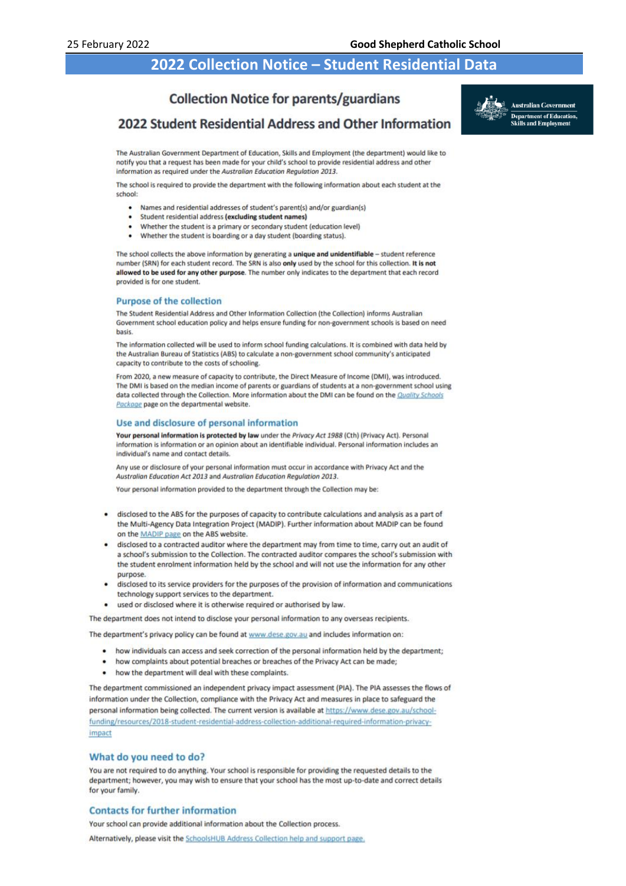## 2022 Collection Notice – Student Residential Data

### Collection Notice for parents/guardians

### 2022 Student Residential Address and Other Information

Australian Government
Department of Education, Skills and Employment

The Australian Government Department of Education, Skills and Employment (the department) would like to notify you that a request has been made for your child's school to provide residential address and other information as required under the *Australian Education Regulation 2013*.

The school is required to provide the department with the following information about each student at the school:

- Names and residential addresses of student's parent(s) and/or guardian(s)
- Student residential address **(excluding student names)**
- Whether the student is a primary or secondary student (education level)
- Whether the student is boarding or a day student (boarding status).

The school collects the above information by generating a **unique and unidentifiable** – student reference number (SRN) for each student record. The SRN is also **only** used by the school for this collection. **It is not allowed to be used for any other purpose**. The number only indicates to the department that each record provided is for one student.

#### Purpose of the collection

The Student Residential Address and Other Information Collection (the Collection) informs Australian Government school education policy and helps ensure funding for non-government schools is based on need basis.

The information collected will be used to inform school funding calculations. It is combined with data held by the Australian Bureau of Statistics (ABS) to calculate a non-government school community's anticipated capacity to contribute to the costs of schooling.

From 2020, a new measure of capacity to contribute, the Direct Measure of Income (DMI), was introduced. The DMI is based on the median income of parents or guardians of students at a non-government school using data collected through the Collection. More information about the DMI can be found on the Quality Schools Package page on the departmental website.

#### Use and disclosure of personal information

**Your personal information is protected by law** under the *Privacy Act 1988* (Cth) (Privacy Act). Personal information is information or an opinion about an identifiable individual. Personal information includes an individual's name and contact details.

Any use or disclosure of your personal information must occur in accordance with Privacy Act and the *Australian Education Act 2013* and *Australian Education Regulation 2013*.

Your personal information provided to the department through the Collection may be:

- disclosed to the ABS for the purposes of capacity to contribute calculations and analysis as a part of the Multi-Agency Data Integration Project (MADIP). Further information about MADIP can be found on the MADIP page on the ABS website.
- disclosed to a contracted auditor where the department may from time to time, carry out an audit of a school's submission to the Collection. The contracted auditor compares the school's submission with the student enrolment information held by the school and will not use the information for any other purpose.
- disclosed to its service providers for the purposes of the provision of information and communications technology support services to the department.
- used or disclosed where it is otherwise required or authorised by law.

The department does not intend to disclose your personal information to any overseas recipients.

The department's privacy policy can be found at www.dese.gov.au and includes information on:

- how individuals can access and seek correction of the personal information held by the department;
- how complaints about potential breaches or breaches of the Privacy Act can be made;
- how the department will deal with these complaints.

The department commissioned an independent privacy impact assessment (PIA). The PIA assesses the flows of information under the Collection, compliance with the Privacy Act and measures in place to safeguard the personal information being collected. The current version is available at https://www.dese.gov.au/school-funding/resources/2018-student-residential-address-collection-additional-required-information-privacy-impact

#### What do you need to do?

You are not required to do anything. Your school is responsible for providing the requested details to the department; however, you may wish to ensure that your school has the most up-to-date and correct details for your family.

#### Contacts for further information

Your school can provide additional information about the Collection process.

Alternatively, please visit the SchoolsHUB Address Collection help and support page.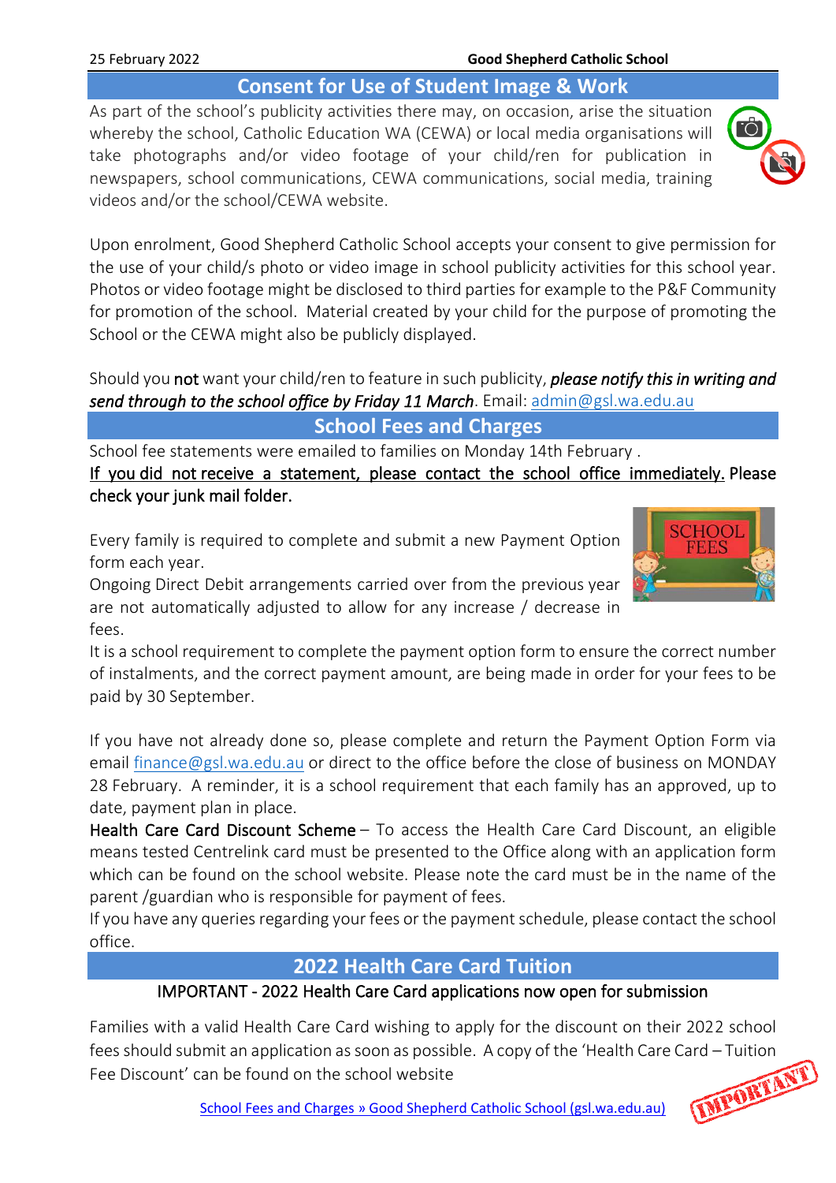## Consent for Use of Student Image & Work

As part of the school's publicity activities there may, on occasion, arise the situation whereby the school, Catholic Education WA (CEWA) or local media organisations will take photographs and/or video footage of your child/ren for publication in newspapers, school communications, CEWA communications, social media, training videos and/or the school/CEWA website.

Upon enrolment, Good Shepherd Catholic School accepts your consent to give permission for the use of your child/s photo or video image in school publicity activities for this school year. Photos or video footage might be disclosed to third parties for example to the P&F Community for promotion of the school. Material created by your child for the purpose of promoting the School or the CEWA might also be publicly displayed.

Should you not want your child/ren to feature in such publicity, ***please notify this in writing and send through to the school office by Friday 11 March***. Email: admin@gsl.wa.edu.au

## School Fees and Charges

School fee statements were emailed to families on Monday 14th February .

<u>If you did not receive a statement, please contact the school office immediately.</u> Please check your junk mail folder.

Every family is required to complete and submit a new Payment Option form each year.

Ongoing Direct Debit arrangements carried over from the previous year are not automatically adjusted to allow for any increase / decrease in fees.

It is a school requirement to complete the payment option form to ensure the correct number of instalments, and the correct payment amount, are being made in order for your fees to be paid by 30 September.

If you have not already done so, please complete and return the Payment Option Form via email finance@gsl.wa.edu.au or direct to the office before the close of business on MONDAY 28 February. A reminder, it is a school requirement that each family has an approved, up to date, payment plan in place.

Health Care Card Discount Scheme – To access the Health Care Card Discount, an eligible means tested Centrelink card must be presented to the Office along with an application form which can be found on the school website. Please note the card must be in the name of the parent /guardian who is responsible for payment of fees.

If you have any queries regarding your fees or the payment schedule, please contact the school office.

## 2022 Health Care Card Tuition

IMPORTANT - 2022 Health Care Card applications now open for submission

Families with a valid Health Care Card wishing to apply for the discount on their 2022 school fees should submit an application as soon as possible. A copy of the 'Health Care Card – Tuition Fee Discount' can be found on the school website

School Fees and Charges » Good Shepherd Catholic School (gsl.wa.edu.au)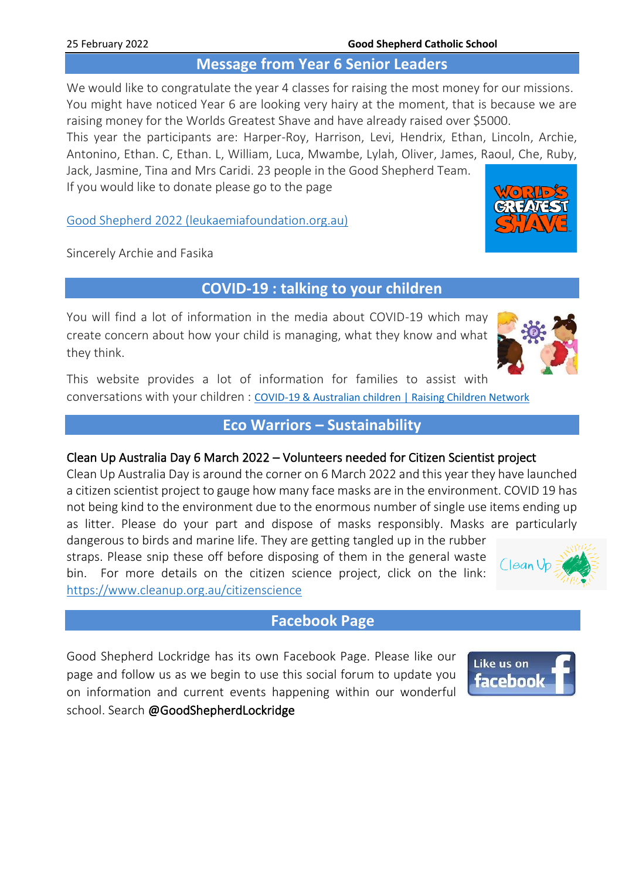## Message from Year 6 Senior Leaders

We would like to congratulate the year 4 classes for raising the most money for our missions. You might have noticed Year 6 are looking very hairy at the moment, that is because we are raising money for the Worlds Greatest Shave and have already raised over $5000.

This year the participants are: Harper-Roy, Harrison, Levi, Hendrix, Ethan, Lincoln, Archie, Antonino, Ethan. C, Ethan. L, William, Luca, Mwambe, Lylah, Oliver, James, Raoul, Che, Ruby, Jack, Jasmine, Tina and Mrs Caridi. 23 people in the Good Shepherd Team.

If you would like to donate please go to the page

Good Shepherd 2022 (leukaemiafoundation.org.au)

Sincerely Archie and Fasika

## COVID-19 : talking to your children

You will find a lot of information in the media about COVID-19 which may create concern about how your child is managing, what they know and what they think.

This website provides a lot of information for families to assist with conversations with your children : COVID-19 & Australian children | Raising Children Network

## Eco Warriors – Sustainability

Clean Up Australia Day 6 March 2022 – Volunteers needed for Citizen Scientist project

Clean Up Australia Day is around the corner on 6 March 2022 and this year they have launched a citizen scientist project to gauge how many face masks are in the environment. COVID 19 has not being kind to the environment due to the enormous number of single use items ending up as litter. Please do your part and dispose of masks responsibly. Masks are particularly dangerous to birds and marine life. They are getting tangled up in the rubber straps. Please snip these off before disposing of them in the general waste bin. For more details on the citizen science project, click on the link: https://www.cleanup.org.au/citizenscience

## Facebook Page

Good Shepherd Lockridge has its own Facebook Page. Please like our page and follow us as we begin to use this social forum to update you on information and current events happening within our wonderful school. Search @GoodShepherdLockridge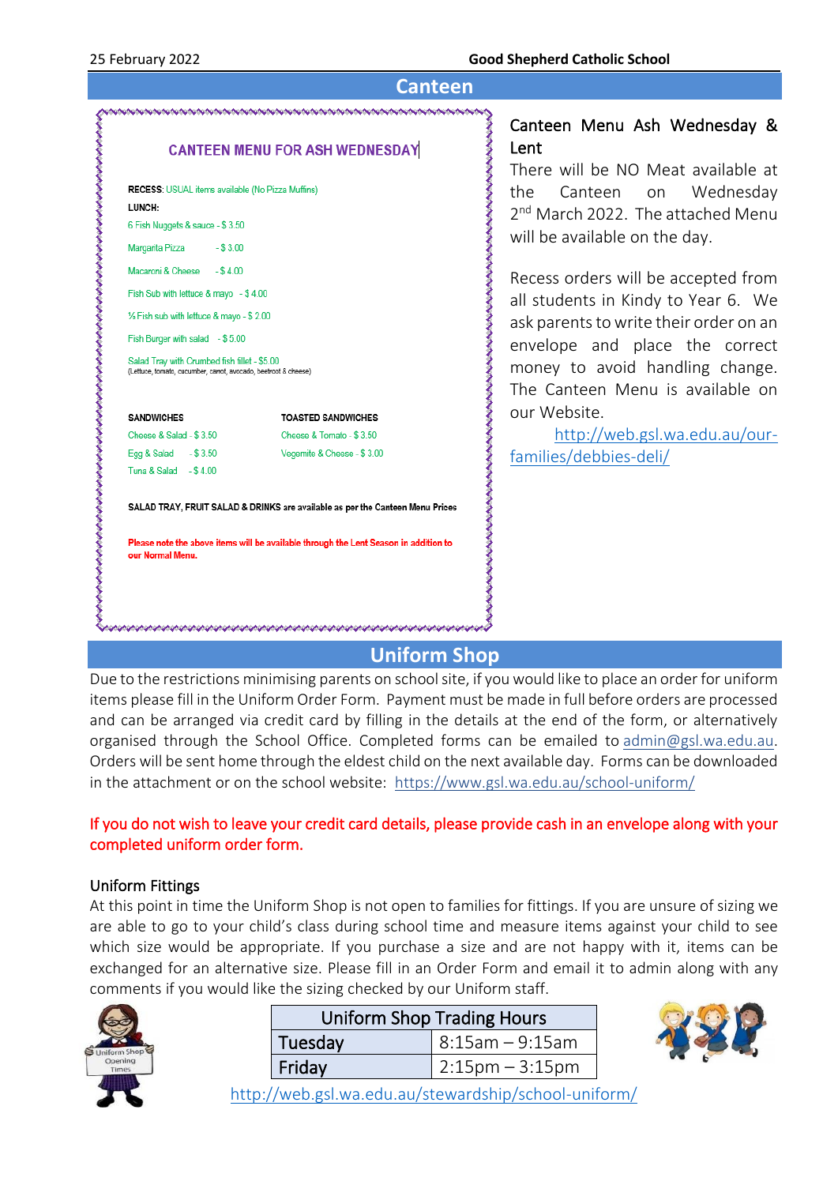## Canteen

### CANTEEN MENU FOR ASH WEDNESDAY

**RECESS**: USUAL items available (No Pizza Muffins)

**LUNCH:**

6 Fish Nuggets & sauce - $ 3.50

Margarita Pizza - $ 3.00

Macaroni & Cheese - $ 4.00

Fish Sub with lettuce & mayo - $ 4.00

½ Fish sub with lettuce & mayo - $ 2.00

Fish Burger with salad - $ 5.00

Salad Tray with Crumbed fish fillet - $5.00
(Lettuce, tomato, cucumber, carrot, avocado, beetroot & cheese)

| SANDWICHES | TOASTED SANDWICHES |
|---|---|
| Cheese & Salad - $ 3.50 | Cheese & Tomato - $ 3.50 |
| Egg & Salad - $ 3.50 | Vegemite & Cheese - $ 3.00 |
| Tuna & Salad - $ 4.00 | |

**SALAD TRAY, FRUIT SALAD & DRINKS are available as per the Canteen Menu Prices**

**Please note the above items will be available through the Lent Season in addition to our Normal Menu.**

### Canteen Menu Ash Wednesday & Lent

There will be NO Meat available at the Canteen on Wednesday 2nd March 2022. The attached Menu will be available on the day.

Recess orders will be accepted from all students in Kindy to Year 6. We ask parents to write their order on an envelope and place the correct money to avoid handling change. The Canteen Menu is available on our Website.

http://web.gsl.wa.edu.au/our-families/debbies-deli/

## Uniform Shop

Due to the restrictions minimising parents on school site, if you would like to place an order for uniform items please fill in the Uniform Order Form. Payment must be made in full before orders are processed and can be arranged via credit card by filling in the details at the end of the form, or alternatively organised through the School Office. Completed forms can be emailed to admin@gsl.wa.edu.au. Orders will be sent home through the eldest child on the next available day. Forms can be downloaded in the attachment or on the school website: https://www.gsl.wa.edu.au/school-uniform/

**If you do not wish to leave your credit card details, please provide cash in an envelope along with your completed uniform order form.**

### Uniform Fittings

At this point in time the Uniform Shop is not open to families for fittings. If you are unsure of sizing we are able to go to your child's class during school time and measure items against your child to see which size would be appropriate. If you purchase a size and are not happy with it, items can be exchanged for an alternative size. Please fill in an Order Form and email it to admin along with any comments if you would like the sizing checked by our Uniform staff.

| Uniform Shop Trading Hours | |
|---|---|
| Tuesday | 8:15am – 9:15am |
| Friday | 2:15pm – 3:15pm |

http://web.gsl.wa.edu.au/stewardship/school-uniform/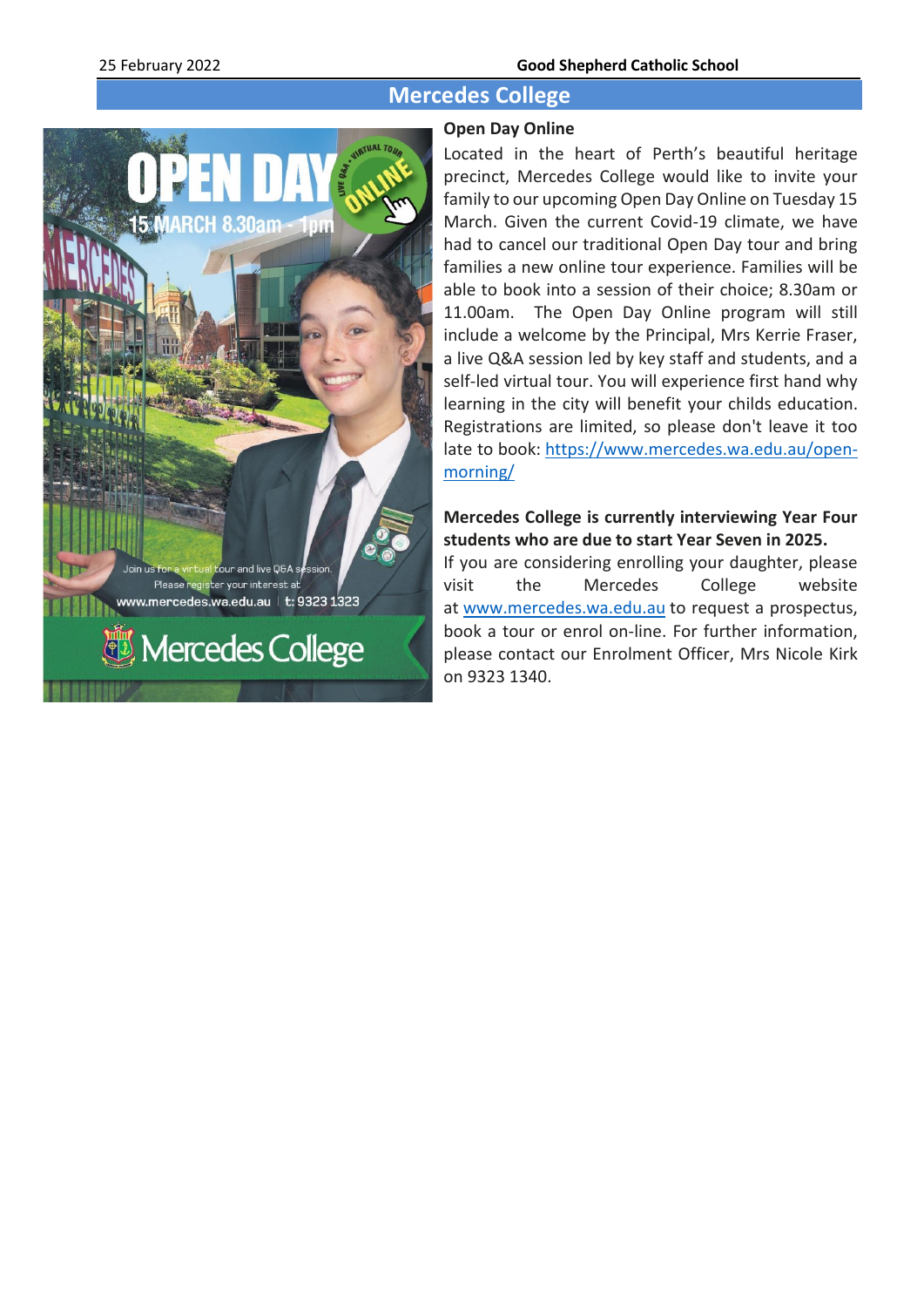## Mercedes College

OPEN DAY

15 MARCH 8.30am - 1pm

LIVE Q&A • VIRTUAL TOUR ONLINE

Join us for a virtual tour and live Q&A session.
Please register your interest at
www.mercedes.wa.edu.au | t: 9323 1323

Mercedes College

### Open Day Online

Located in the heart of Perth's beautiful heritage precinct, Mercedes College would like to invite your family to our upcoming Open Day Online on Tuesday 15 March. Given the current Covid-19 climate, we have had to cancel our traditional Open Day tour and bring families a new online tour experience. Families will be able to book into a session of their choice; 8.30am or 11.00am. The Open Day Online program will still include a welcome by the Principal, Mrs Kerrie Fraser, a live Q&A session led by key staff and students, and a self-led virtual tour. You will experience first hand why learning in the city will benefit your childs education. Registrations are limited, so please don't leave it too late to book: https://www.mercedes.wa.edu.au/open-morning/

**Mercedes College is currently interviewing Year Four students who are due to start Year Seven in 2025.**

If you are considering enrolling your daughter, please visit the Mercedes College website at www.mercedes.wa.edu.au to request a prospectus, book a tour or enrol on-line. For further information, please contact our Enrolment Officer, Mrs Nicole Kirk on 9323 1340.